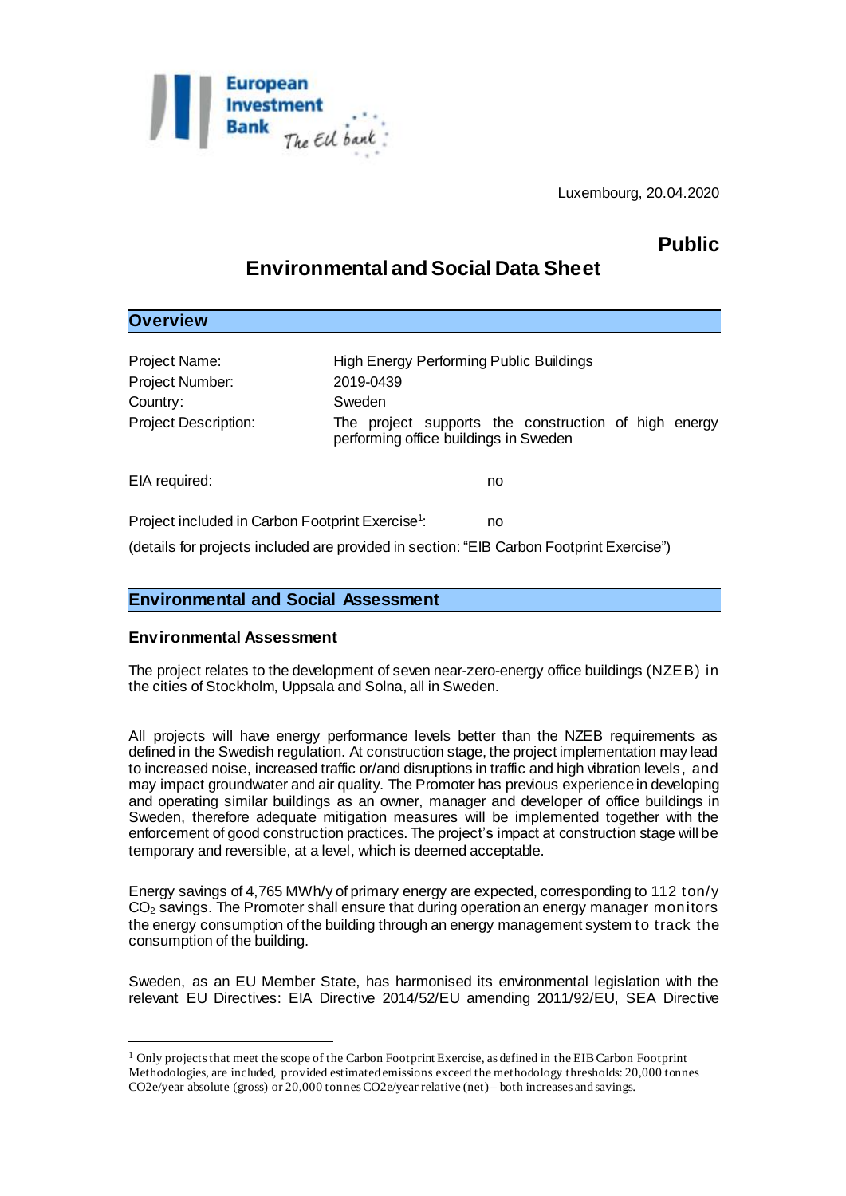Luxembourg, 20.04.2020

**Public**

# Environmental and Social Data Sheet

## Overview

| | |
|---|---|
| Project Name: | High Energy Performing Public Buildings |
| Project Number: | 2019-0439 |
| Country: | Sweden |
| Project Description: | The project supports the construction of high energy performing office buildings in Sweden |

EIA required: no

Project included in Carbon Footprint Exercise[1]: no

(details for projects included are provided in section: "EIB Carbon Footprint Exercise")

## Environmental and Social Assessment

### Environmental Assessment

The project relates to the development of seven near-zero-energy office buildings (NZEB) in the cities of Stockholm, Uppsala and Solna, all in Sweden.

All projects will have energy performance levels better than the NZEB requirements as defined in the Swedish regulation. At construction stage, the project implementation may lead to increased noise, increased traffic or/and disruptions in traffic and high vibration levels, and may impact groundwater and air quality. The Promoter has previous experience in developing and operating similar buildings as an owner, manager and developer of office buildings in Sweden, therefore adequate mitigation measures will be implemented together with the enforcement of good construction practices. The project's impact at construction stage will be temporary and reversible, at a level, which is deemed acceptable.

Energy savings of 4,765 MWh/y of primary energy are expected, corresponding to 112 ton/y $CO_2$ savings. The Promoter shall ensure that during operation an energy manager monitors the energy consumption of the building through an energy management system to track the consumption of the building.

Sweden, as an EU Member State, has harmonised its environmental legislation with the relevant EU Directives: EIA Directive 2014/52/EU amending 2011/92/EU, SEA Directive

---

[1] Only projects that meet the scope of the Carbon Footprint Exercise, as defined in the EIB Carbon Footprint Methodologies, are included, provided estimated emissions exceed the methodology thresholds: 20,000 tonnes CO2e/year absolute (gross) or 20,000 tonnes CO2e/year relative (net) – both increases and savings.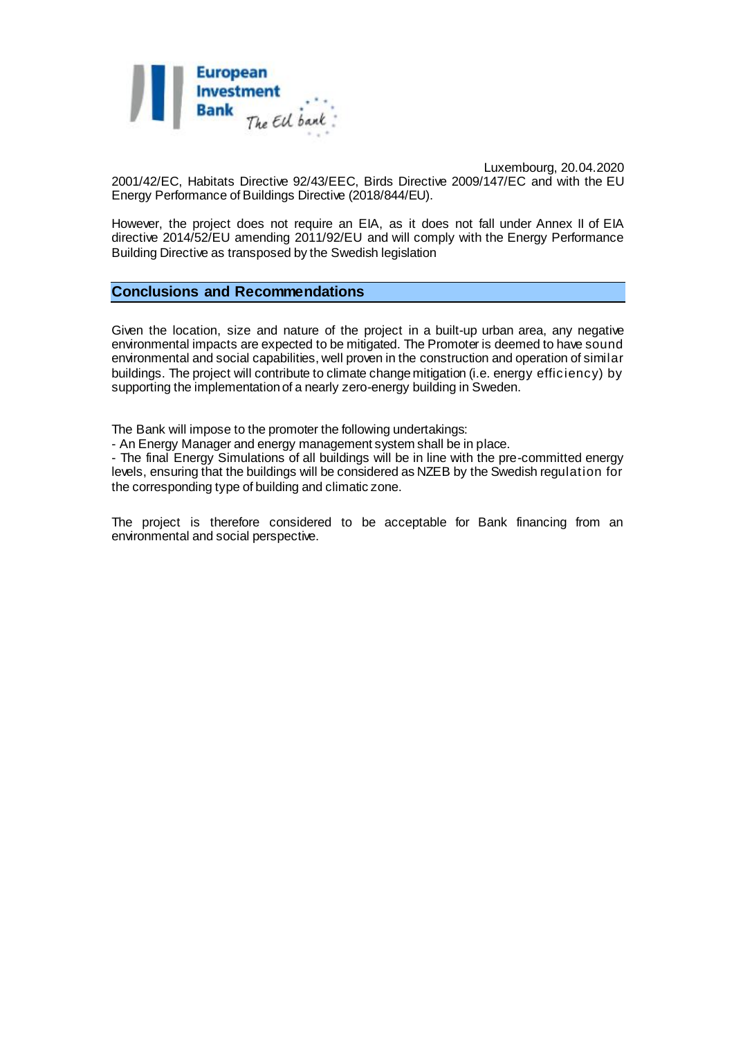2001/42/EC, Habitats Directive 92/43/EEC, Birds Directive 2009/147/EC and with the EU Energy Performance of Buildings Directive (2018/844/EU).

However, the project does not require an EIA, as it does not fall under Annex II of EIA directive 2014/52/EU amending 2011/92/EU and will comply with the Energy Performance Building Directive as transposed by the Swedish legislation

## Conclusions and Recommendations

Given the location, size and nature of the project in a built-up urban area, any negative environmental impacts are expected to be mitigated. The Promoter is deemed to have sound environmental and social capabilities, well proven in the construction and operation of similar buildings. The project will contribute to climate change mitigation (i.e. energy efficiency) by supporting the implementation of a nearly zero-energy building in Sweden.

The Bank will impose to the promoter the following undertakings:

- An Energy Manager and energy management system shall be in place.
- The final Energy Simulations of all buildings will be in line with the pre-committed energy levels, ensuring that the buildings will be considered as NZEB by the Swedish regulation for the corresponding type of building and climatic zone.

The project is therefore considered to be acceptable for Bank financing from an environmental and social perspective.